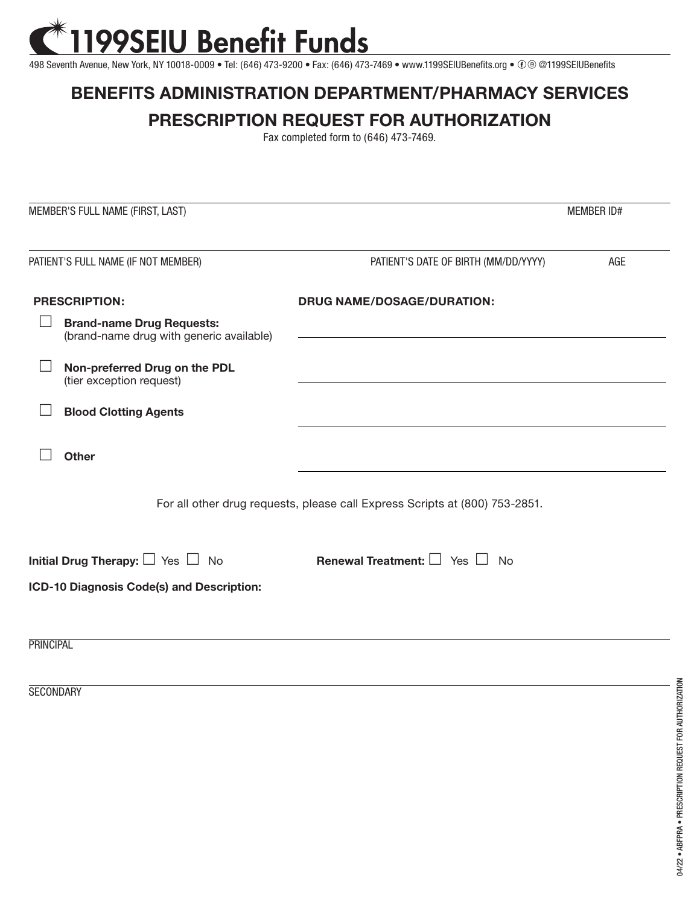# 1199SEIU Benefit Funds

498 Seventh Avenue, New York, NY 10018-0009 • Tel: (646) 473-9200 • Fax: (646) 473-7469 • www.1199SEIUBenefits.org • @1199SEIUBenefits

## BENEFITS ADMINISTRATION DEPARTMENT/PHARMACY SERVICES

## PRESCRIPTION REQUEST FOR AUTHORIZATION

Fax completed form to (646) 473-7469.

MEMBER'S FULL NAME (FIRST, LAST) _______________ MEMBER ID# _______________

PATIENT'S FULL NAME (IF NOT MEMBER) _______________ PATIENT'S DATE OF BIRTH (MM/DD/YYYY) _______________ AGE _______________

| **PRESCRIPTION:** | **DRUG NAME/DOSAGE/DURATION:** |
|---|---|
| ☐ **Brand-name Drug Requests:** (brand-name drug with generic available) | _______________ |
| ☐ **Non-preferred Drug on the PDL** (tier exception request) | _______________ |
| ☐ **Blood Clotting Agents** | _______________ |
| ☐ **Other** | _______________ |

For all other drug requests, please call Express Scripts at (800) 753-2851.

**Initial Drug Therapy:** ☐ Yes ☐ No **Renewal Treatment:** ☐ Yes ☐ No

**ICD-10 Diagnosis Code(s) and Description:**

PRINCIPAL _______________

SECONDARY _______________

04/22 • ABFPRA • PRESCRIPTION REQUEST FOR AUTHORIZATION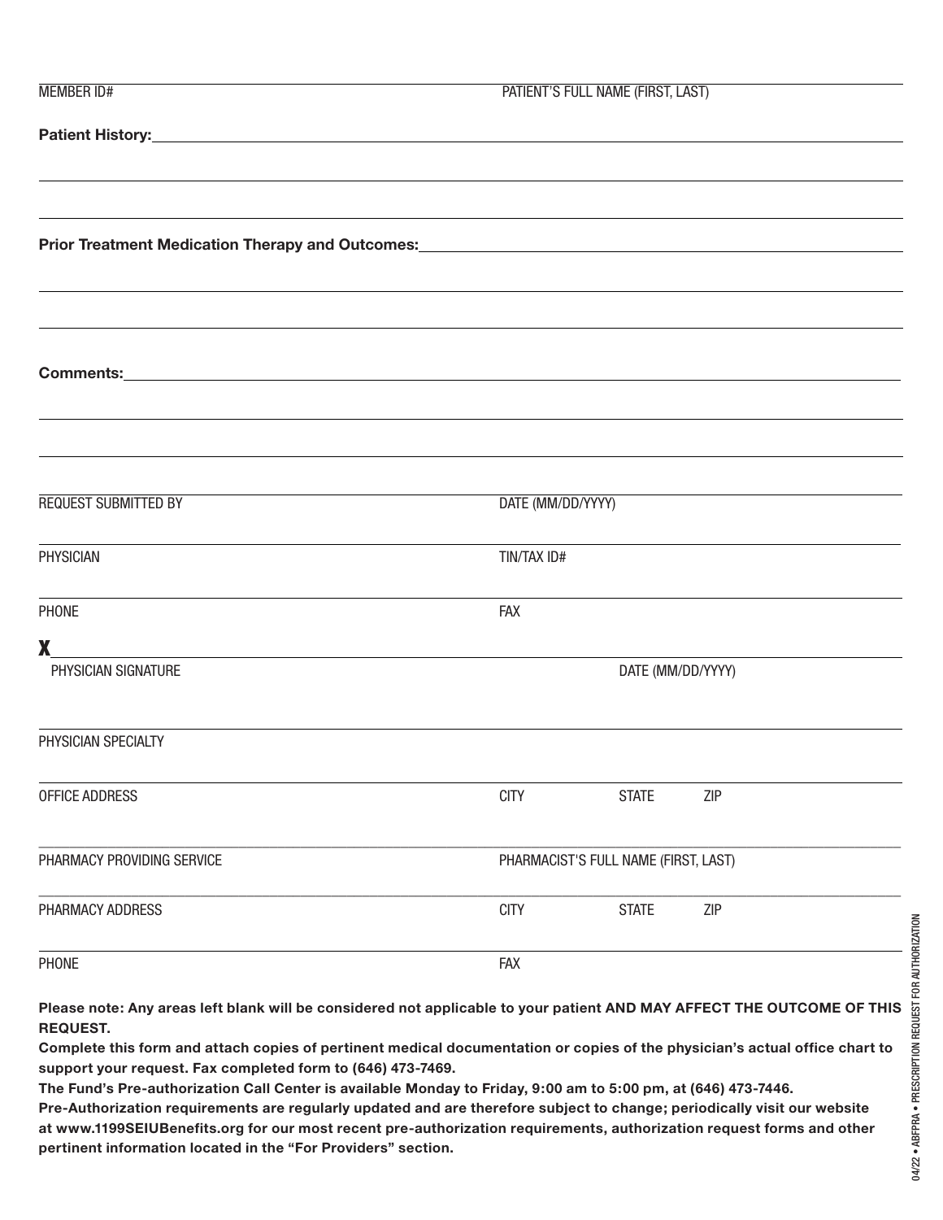MEMBER ID# PATIENT'S FULL NAME (FIRST, LAST)

**Patient History:**

**Prior Treatment Medication Therapy and Outcomes:**

**Comments:**

REQUEST SUBMITTED BY DATE (MM/DD/YYYY)

PHYSICIAN TIN/TAX ID#

PHONE FAX

**X**

PHYSICIAN SIGNATURE DATE (MM/DD/YYYY)

PHYSICIAN SPECIALTY

OFFICE ADDRESS CITY STATE ZIP

PHARMACY PROVIDING SERVICE PHARMACIST'S FULL NAME (FIRST, LAST)

PHARMACY ADDRESS CITY STATE ZIP

PHONE FAX

**Please note: Any areas left blank will be considered not applicable to your patient AND MAY AFFECT THE OUTCOME OF THIS REQUEST.**

**Complete this form and attach copies of pertinent medical documentation or copies of the physician's actual office chart to support your request. Fax completed form to (646) 473-7469.**

**The Fund's Pre-authorization Call Center is available Monday to Friday, 9:00 am to 5:00 pm, at (646) 473-7446.**

**Pre-Authorization requirements are regularly updated and are therefore subject to change; periodically visit our website at www.1199SEIUBenefits.org for our most recent pre-authorization requirements, authorization request forms and other pertinent information located in the "For Providers" section.**

04/22 • ABFPRA • PRESCRIPTION REQUEST FOR AUTHORIZATION